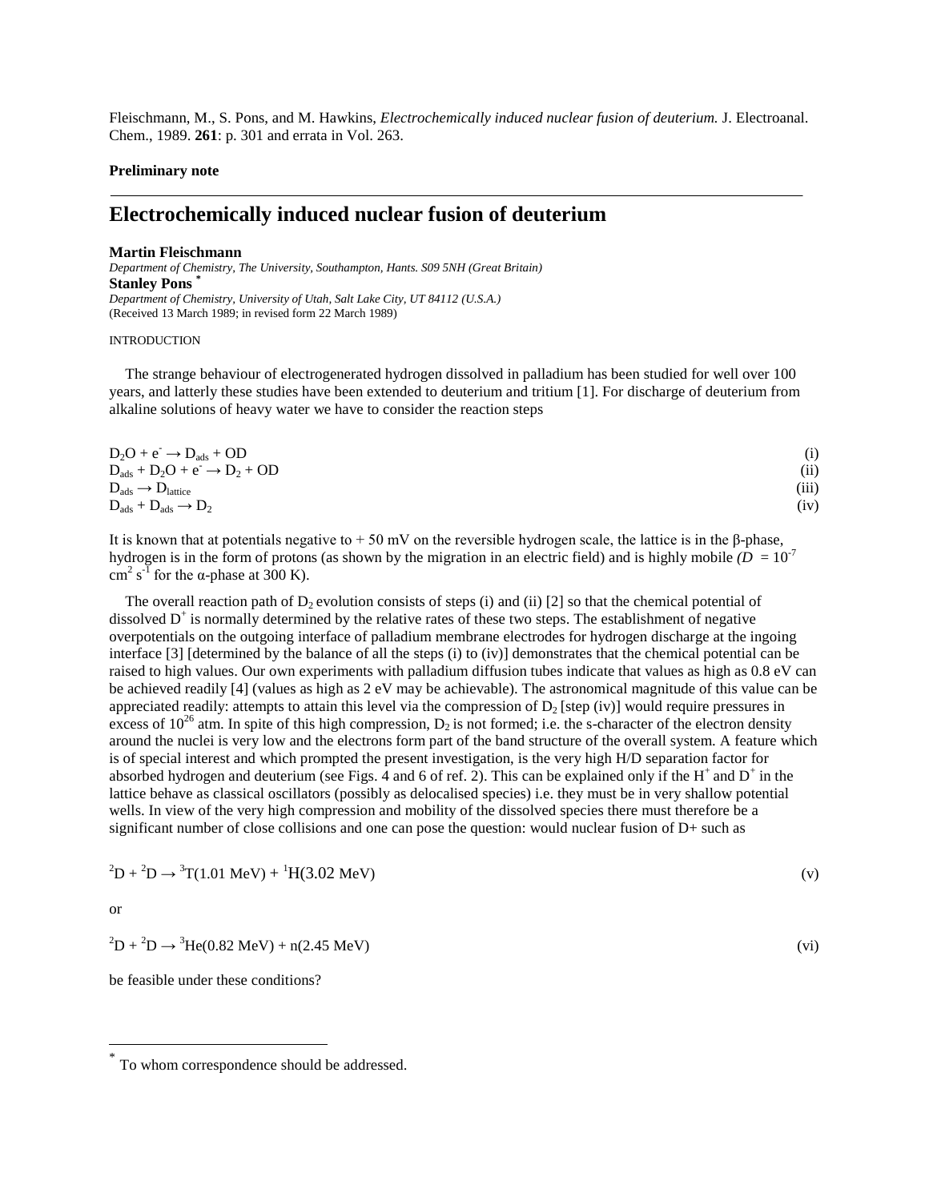Fleischmann, M., S. Pons, and M. Hawkins, *Electrochemically induced nuclear fusion of deuterium.* J. Electroanal. Chem., 1989. **261**: p. 301 and errata in Vol. 263.

**Preliminary note**

---

# Electrochemically induced nuclear fusion of deuterium

**Martin Fleischmann**
*Department of Chemistry, The University, Southampton, Hants. S09 5NH (Great Britain)*
**Stanley Pons** *
*Department of Chemistry, University of Utah, Salt Lake City, UT 84112 (U.S.A.)*
(Received 13 March 1989; in revised form 22 March 1989)

INTRODUCTION

The strange behaviour of electrogenerated hydrogen dissolved in palladium has been studied for well over 100 years, and latterly these studies have been extended to deuterium and tritium [1]. For discharge of deuterium from alkaline solutions of heavy water we have to consider the reaction steps

$$D_2O + e^- \rightarrow D_{ads} + OD \quad \text{(i)}$$

$$D_{ads} + D_2O + e^- \rightarrow D_2 + OD \quad \text{(ii)}$$

$$D_{ads} \rightarrow D_{lattice} \quad \text{(iii)}$$

$$D_{ads} + D_{ads} \rightarrow D_2 \quad \text{(iv)}$$

It is known that at potentials negative to + 50 mV on the reversible hydrogen scale, the lattice is in the β-phase, hydrogen is in the form of protons (as shown by the migration in an electric field) and is highly mobile *($D$ = $10^{-7}$* $cm^2\ s^{-1}$ for the α-phase at 300 K).

The overall reaction path of $D_2$ evolution consists of steps (i) and (ii) [2] so that the chemical potential of dissolved $D^+$ is normally determined by the relative rates of these two steps. The establishment of negative overpotentials on the outgoing interface of palladium membrane electrodes for hydrogen discharge at the ingoing interface [3] [determined by the balance of all the steps (i) to (iv)] demonstrates that the chemical potential can be raised to high values. Our own experiments with palladium diffusion tubes indicate that values as high as 0.8 eV can be achieved readily [4] (values as high as 2 eV may be achievable). The astronomical magnitude of this value can be appreciated readily: attempts to attain this level via the compression of $D_2$ [step (iv)] would require pressures in excess of $10^{26}$ atm. In spite of this high compression, $D_2$ is not formed; i.e. the s-character of the electron density around the nuclei is very low and the electrons form part of the band structure of the overall system. A feature which is of special interest and which prompted the present investigation, is the very high H/D separation factor for absorbed hydrogen and deuterium (see Figs. 4 and 6 of ref. 2). This can be explained only if the $H^+$ and $D^+$ in the lattice behave as classical oscillators (possibly as delocalised species) i.e. they must be in very shallow potential wells. In view of the very high compression and mobility of the dissolved species there must therefore be a significant number of close collisions and one can pose the question: would nuclear fusion of D+ such as

$$^2D + {}^2D \rightarrow {}^3T(1.01\ \text{MeV}) + {}^1H(3.02\ \text{MeV}) \quad \text{(v)}$$

or

$$^2D + {}^2D \rightarrow {}^3He(0.82\ \text{MeV}) + n(2.45\ \text{MeV}) \quad \text{(vi)}$$

be feasible under these conditions?

---

* To whom correspondence should be addressed.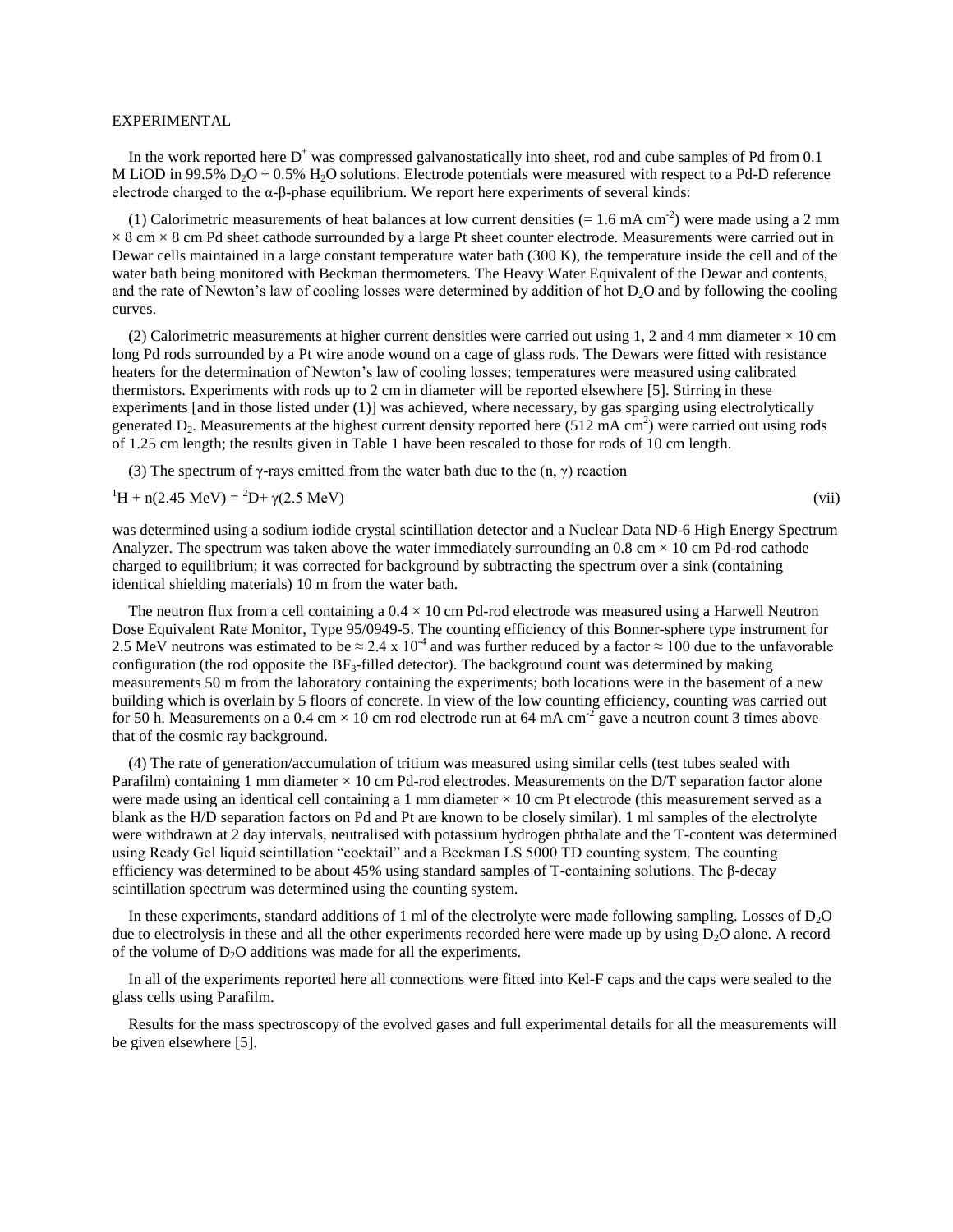## EXPERIMENTAL

In the work reported here $D^+$ was compressed galvanostatically into sheet, rod and cube samples of Pd from 0.1 M LiOD in 99.5% $D_2O$ + 0.5% $H_2O$ solutions. Electrode potentials were measured with respect to a Pd-D reference electrode charged to the α-β-phase equilibrium. We report here experiments of several kinds:

(1) Calorimetric measurements of heat balances at low current densities (= 1.6 mA $cm^{-2}$) were made using a 2 mm × 8 cm × 8 cm Pd sheet cathode surrounded by a large Pt sheet counter electrode. Measurements were carried out in Dewar cells maintained in a large constant temperature water bath (300 K), the temperature inside the cell and of the water bath being monitored with Beckman thermometers. The Heavy Water Equivalent of the Dewar and contents, and the rate of Newton's law of cooling losses were determined by addition of hot $D_2O$ and by following the cooling curves.

(2) Calorimetric measurements at higher current densities were carried out using 1, 2 and 4 mm diameter × 10 cm long Pd rods surrounded by a Pt wire anode wound on a cage of glass rods. The Dewars were fitted with resistance heaters for the determination of Newton's law of cooling losses; temperatures were measured using calibrated thermistors. Experiments with rods up to 2 cm in diameter will be reported elsewhere [5]. Stirring in these experiments [and in those listed under (1)] was achieved, where necessary, by gas sparging using electrolytically generated $D_2$. Measurements at the highest current density reported here (512 mA $cm^2$) were carried out using rods of 1.25 cm length; the results given in Table 1 have been rescaled to those for rods of 10 cm length.

(3) The spectrum of γ-rays emitted from the water bath due to the (n, γ) reaction

$$^{1}H + n(2.45\ MeV) = {}^{2}D + \gamma(2.5\ MeV) \qquad \text{(vii)}$$

was determined using a sodium iodide crystal scintillation detector and a Nuclear Data ND-6 High Energy Spectrum Analyzer. The spectrum was taken above the water immediately surrounding an 0.8 cm × 10 cm Pd-rod cathode charged to equilibrium; it was corrected for background by subtracting the spectrum over a sink (containing identical shielding materials) 10 m from the water bath.

The neutron flux from a cell containing a 0.4 × 10 cm Pd-rod electrode was measured using a Harwell Neutron Dose Equivalent Rate Monitor, Type 95/0949-5. The counting efficiency of this Bonner-sphere type instrument for 2.5 MeV neutrons was estimated to be ≈ 2.4 x $10^{-4}$ and was further reduced by a factor ≈ 100 due to the unfavorable configuration (the rod opposite the $BF_3$-filled detector). The background count was determined by making measurements 50 m from the laboratory containing the experiments; both locations were in the basement of a new building which is overlain by 5 floors of concrete. In view of the low counting efficiency, counting was carried out for 50 h. Measurements on a 0.4 cm × 10 cm rod electrode run at 64 mA $cm^{-2}$ gave a neutron count 3 times above that of the cosmic ray background.

(4) The rate of generation/accumulation of tritium was measured using similar cells (test tubes sealed with Parafilm) containing 1 mm diameter × 10 cm Pd-rod electrodes. Measurements on the D/T separation factor alone were made using an identical cell containing a 1 mm diameter × 10 cm Pt electrode (this measurement served as a blank as the H/D separation factors on Pd and Pt are known to be closely similar). 1 ml samples of the electrolyte were withdrawn at 2 day intervals, neutralised with potassium hydrogen phthalate and the T-content was determined using Ready Gel liquid scintillation "cocktail" and a Beckman LS 5000 TD counting system. The counting efficiency was determined to be about 45% using standard samples of T-containing solutions. The β-decay scintillation spectrum was determined using the counting system.

In these experiments, standard additions of 1 ml of the electrolyte were made following sampling. Losses of $D_2O$ due to electrolysis in these and all the other experiments recorded here were made up by using $D_2O$ alone. A record of the volume of $D_2O$ additions was made for all the experiments.

In all of the experiments reported here all connections were fitted into Kel-F caps and the caps were sealed to the glass cells using Parafilm.

Results for the mass spectroscopy of the evolved gases and full experimental details for all the measurements will be given elsewhere [5].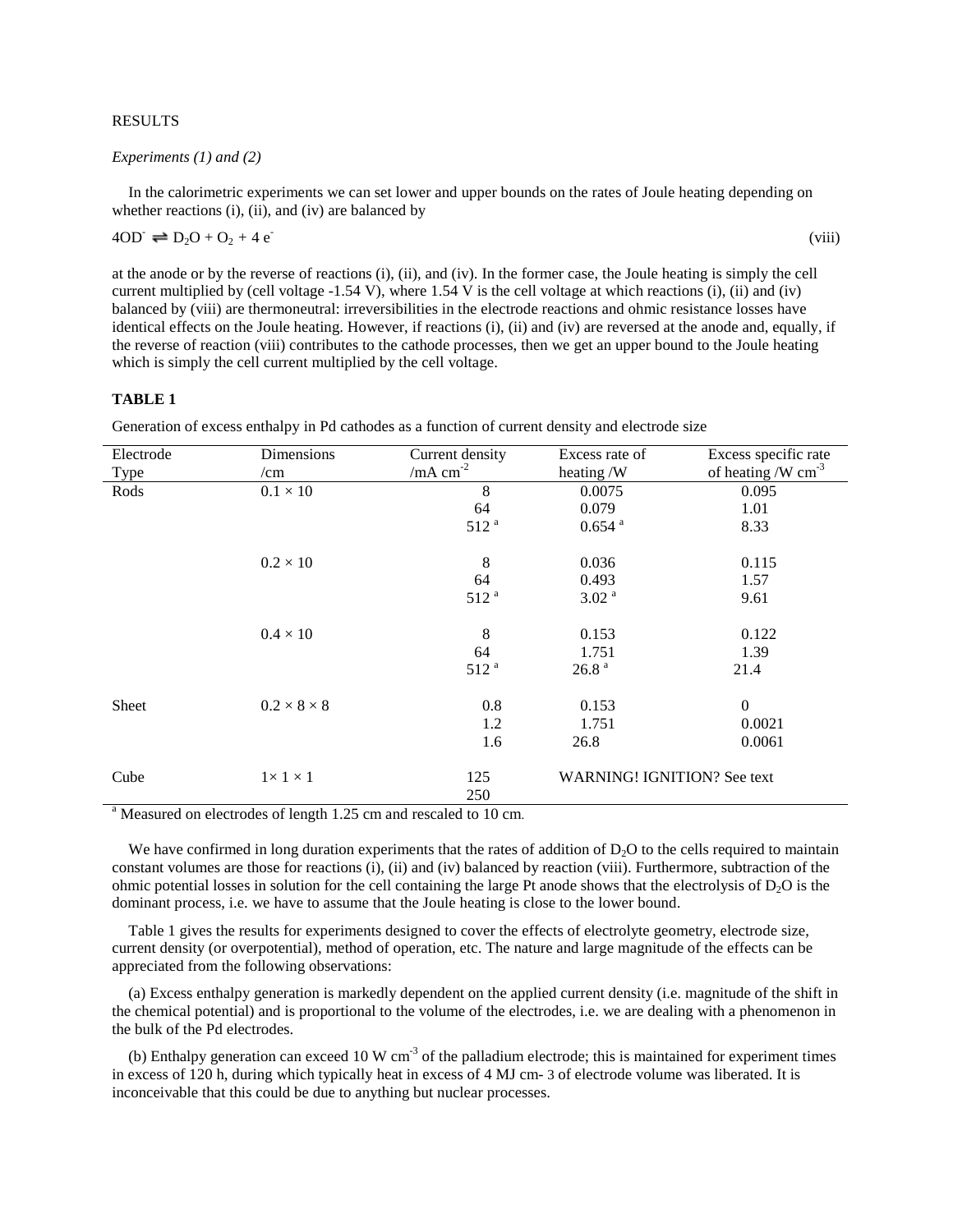RESULTS

*Experiments (1) and (2)*

In the calorimetric experiments we can set lower and upper bounds on the rates of Joule heating depending on whether reactions (i), (ii), and (iv) are balanced by

$$4OD^- \rightleftharpoons D_2O + O_2 + 4\,e^- \tag{viii}$$

at the anode or by the reverse of reactions (i), (ii), and (iv). In the former case, the Joule heating is simply the cell current multiplied by (cell voltage -1.54 V), where 1.54 V is the cell voltage at which reactions (i), (ii) and (iv) balanced by (viii) are thermoneutral: irreversibilities in the electrode reactions and ohmic resistance losses have identical effects on the Joule heating. However, if reactions (i), (ii) and (iv) are reversed at the anode and, equally, if the reverse of reaction (viii) contributes to the cathode processes, then we get an upper bound to the Joule heating which is simply the cell current multiplied by the cell voltage.

**TABLE 1**

Generation of excess enthalpy in Pd cathodes as a function of current density and electrode size

| Electrode Type | Dimensions /cm | Current density /mA $cm^{-2}$ | Excess rate of heating /W | Excess specific rate of heating /W $cm^{-3}$ |
|---|---|---|---|---|
| Rods | $0.1 \times 10$ | 8 | 0.0075 | 0.095 |
| | | 64 | 0.079 | 1.01 |
| | | 512 [a] | 0.654 [a] | 8.33 |
| | $0.2 \times 10$ | 8 | 0.036 | 0.115 |
| | | 64 | 0.493 | 1.57 |
| | | 512 [a] | 3.02 [a] | 9.61 |
| | $0.4 \times 10$ | 8 | 0.153 | 0.122 |
| | | 64 | 1.751 | 1.39 |
| | | 512 [a] | 26.8 [a] | 21.4 |
| Sheet | $0.2 \times 8 \times 8$ | 0.8 | 0.153 | 0 |
| | | 1.2 | 1.751 | 0.0021 |
| | | 1.6 | 26.8 | 0.0061 |
| Cube | $1\times 1 \times 1$ | 125 | WARNING! IGNITION? See text | |
| | | 250 | | |

[a] Measured on electrodes of length 1.25 cm and rescaled to 10 cm.

We have confirmed in long duration experiments that the rates of addition of $D_2O$ to the cells required to maintain constant volumes are those for reactions (i), (ii) and (iv) balanced by reaction (viii). Furthermore, subtraction of the ohmic potential losses in solution for the cell containing the large Pt anode shows that the electrolysis of $D_2O$ is the dominant process, i.e. we have to assume that the Joule heating is close to the lower bound.

Table 1 gives the results for experiments designed to cover the effects of electrolyte geometry, electrode size, current density (or overpotential), method of operation, etc. The nature and large magnitude of the effects can be appreciated from the following observations:

(a) Excess enthalpy generation is markedly dependent on the applied current density (i.e. magnitude of the shift in the chemical potential) and is proportional to the volume of the electrodes, i.e. we are dealing with a phenomenon in the bulk of the Pd electrodes.

(b) Enthalpy generation can exceed 10 W $cm^{-3}$ of the palladium electrode; this is maintained for experiment times in excess of 120 h, during which typically heat in excess of 4 MJ cm- 3 of electrode volume was liberated. It is inconceivable that this could be due to anything but nuclear processes.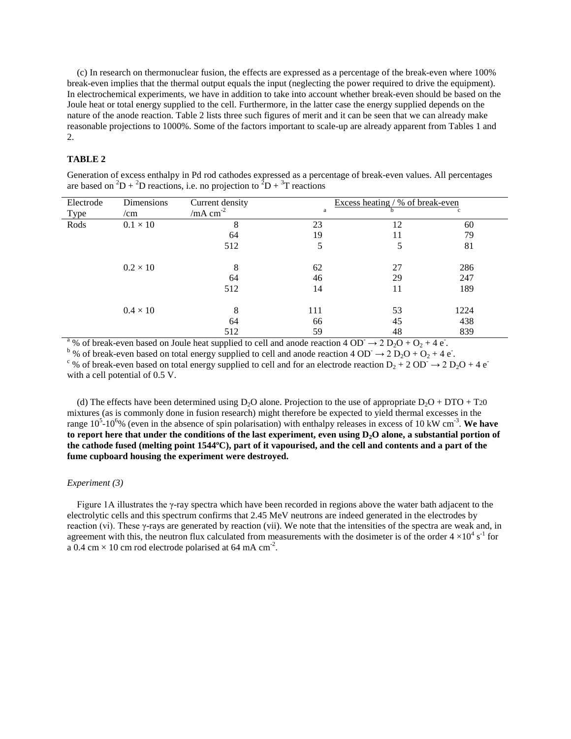(c) In research on thermonuclear fusion, the effects are expressed as a percentage of the break-even where 100% break-even implies that the thermal output equals the input (neglecting the power required to drive the equipment). In electrochemical experiments, we have in addition to take into account whether break-even should be based on the Joule heat or total energy supplied to the cell. Furthermore, in the latter case the energy supplied depends on the nature of the anode reaction. Table 2 lists three such figures of merit and it can be seen that we can already make reasonable projections to 1000%. Some of the factors important to scale-up are already apparent from Tables 1 and 2.

**TABLE 2**

Generation of excess enthalpy in Pd rod cathodes expressed as a percentage of break-even values. All percentages are based on $^2D + {}^2D$ reactions, i.e. no projection to $^2D + {}^3T$ reactions

| Electrode Type | Dimensions /cm | Current density /mA cm$^{-2}$ | Excess heating / % of break-even [a] | [b] | [c] |
|---|---|---|---|---|---|
| Rods | 0.1 × 10 | 8 | 23 | 12 | 60 |
| | | 64 | 19 | 11 | 79 |
| | | 512 | 5 | 5 | 81 |
| | 0.2 × 10 | 8 | 62 | 27 | 286 |
| | | 64 | 46 | 29 | 247 |
| | | 512 | 14 | 11 | 189 |
| | 0.4 × 10 | 8 | 111 | 53 | 1224 |
| | | 64 | 66 | 45 | 438 |
| | | 512 | 59 | 48 | 839 |

[a] % of break-even based on Joule heat supplied to cell and anode reaction $4\ OD^- \rightarrow 2\ D_2O + O_2 + 4\ e^-$.
[b] % of break-even based on total energy supplied to cell and anode reaction $4\ OD^- \rightarrow 2\ D_2O + O_2 + 4\ e^-$.
[c] % of break-even based on total energy supplied to cell and for an electrode reaction $D_2 + 2\ OD^- \rightarrow 2\ D_2O + 4\ e^-$ with a cell potential of 0.5 V.

(d) The effects have been determined using $D_2O$ alone. Projection to the use of appropriate $D_2O$ + DTO + $T_2O$ mixtures (as is commonly done in fusion research) might therefore be expected to yield thermal excesses in the range $10^5$-$10^6$% (even in the absence of spin polarisation) with enthalpy releases in excess of 10 kW cm$^{-3}$. **We have to report here that under the conditions of the last experiment, even using $D_2O$ alone, a substantial portion of the cathode fused (melting point 1544ºC), part of it vapourised, and the cell and contents and a part of the fume cupboard housing the experiment were destroyed.**

*Experiment (3)*

Figure 1A illustrates the γ-ray spectra which have been recorded in regions above the water bath adjacent to the electrolytic cells and this spectrum confirms that 2.45 MeV neutrons are indeed generated in the electrodes by reaction (vi). These γ-rays are generated by reaction (vii). We note that the intensities of the spectra are weak and, in agreement with this, the neutron flux calculated from measurements with the dosimeter is of the order $4 \times 10^4\ s^{-1}$ for a 0.4 cm × 10 cm rod electrode polarised at 64 mA cm$^{-2}$.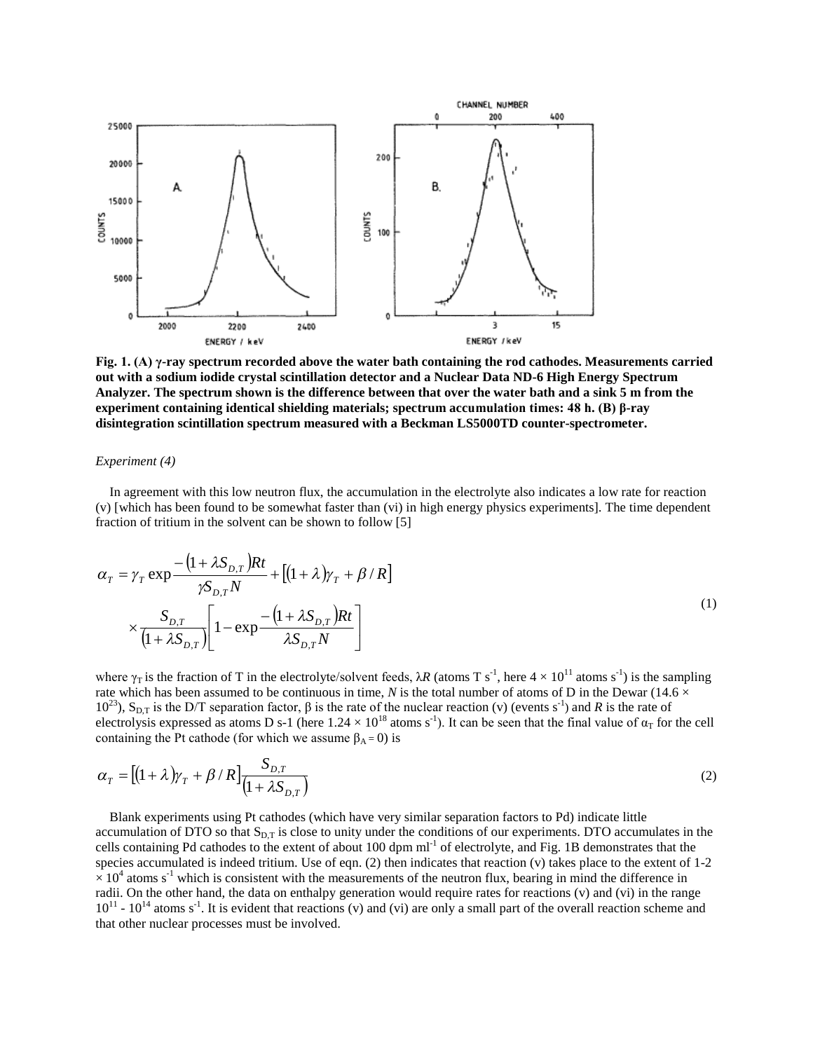CHANNEL NUMBER
0
200
400

25000
20000
15000
10000
5000
0
COUNTS
A.
2000
2200
2400
ENERGY / keV

200
100
0
COUNTS
B.
3
15
ENERGY / keV

**Fig. 1. (A) γ-ray spectrum recorded above the water bath containing the rod cathodes. Measurements carried out with a sodium iodide crystal scintillation detector and a Nuclear Data ND-6 High Energy Spectrum Analyzer. The spectrum shown is the difference between that over the water bath and a sink 5 m from the experiment containing identical shielding materials; spectrum accumulation times: 48 h. (B) β-ray disintegration scintillation spectrum measured with a Beckman LS5000TD counter-spectrometer.**

*Experiment (4)*

In agreement with this low neutron flux, the accumulation in the electrolyte also indicates a low rate for reaction (v) [which has been found to be somewhat faster than (vi) in high energy physics experiments]. The time dependent fraction of tritium in the solvent can be shown to follow [5]

$$\alpha_T = \gamma_T \exp\frac{-(1+\lambda S_{D,T})Rt}{\gamma S_{D,T}N} + \left[(1+\lambda)\gamma_T + \beta / R\right] \times \frac{S_{D,T}}{(1+\lambda S_{D,T})}\left[1-\exp\frac{-(1+\lambda S_{D,T})Rt}{\lambda S_{D,T}N}\right] \tag{1}$$

where $\gamma_T$ is the fraction of T in the electrolyte/solvent feeds, $\lambda R$ (atoms T $s^{-1}$, here $4 \times 10^{11}$ atoms $s^{-1}$) is the sampling rate which has been assumed to be continuous in time, $N$ is the total number of atoms of D in the Dewar ($14.6 \times 10^{23}$), $S_{D,T}$ is the D/T separation factor, $\beta$ is the rate of the nuclear reaction (v) (events $s^{-1}$) and $R$ is the rate of electrolysis expressed as atoms D s-1 (here $1.24 \times 10^{18}$ atoms $s^{-1}$). It can be seen that the final value of $\alpha_T$ for the cell containing the Pt cathode (for which we assume $\beta_A = 0$) is

$$\alpha_T = \left[(1+\lambda)\gamma_T + \beta / R\right]\frac{S_{D,T}}{(1+\lambda S_{D,T})} \tag{2}$$

Blank experiments using Pt cathodes (which have very similar separation factors to Pd) indicate little accumulation of DTO so that $S_{D,T}$ is close to unity under the conditions of our experiments. DTO accumulates in the cells containing Pd cathodes to the extent of about 100 dpm $ml^{-1}$ of electrolyte, and Fig. 1B demonstrates that the species accumulated is indeed tritium. Use of eqn. (2) then indicates that reaction (v) takes place to the extent of 1-2 $\times 10^4$ atoms $s^{-1}$ which is consistent with the measurements of the neutron flux, bearing in mind the difference in radii. On the other hand, the data on enthalpy generation would require rates for reactions (v) and (vi) in the range $10^{11}$ - $10^{14}$ atoms $s^{-1}$. It is evident that reactions (v) and (vi) are only a small part of the overall reaction scheme and that other nuclear processes must be involved.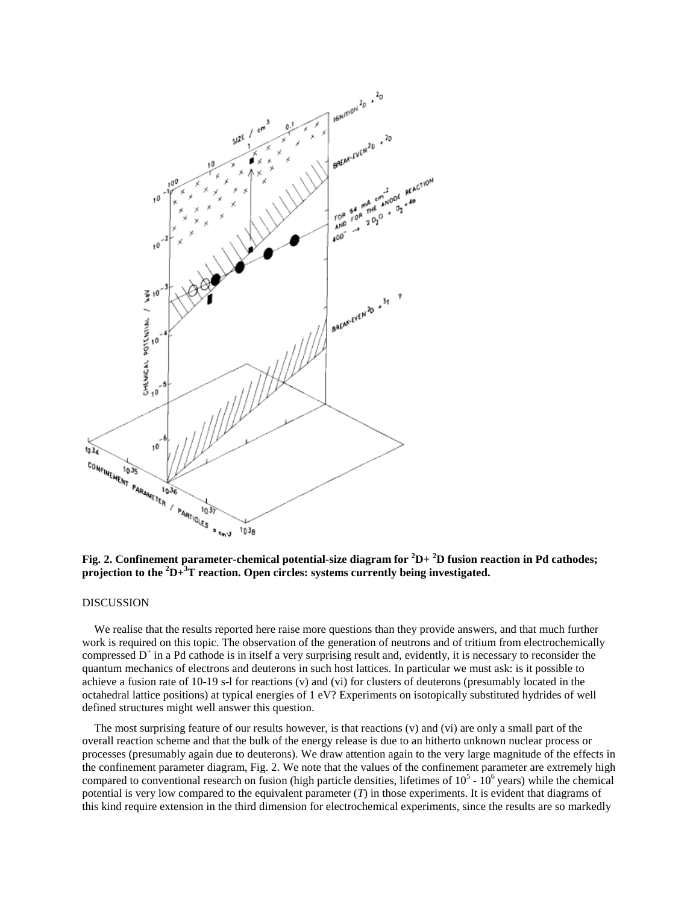SIZE / cm$^3$

100

10

1

0.1

IGNITION $^2D + ^2D$

BREAK-EVEN $^2D + ^2D$

FOR 64 mA cm$^{-2}$ AND FOR THE ANODE REACTION $4OD^- \rightarrow 2D_2O + O_2 + 4e$

BREAK-EVEN $^2D + ^3T$ ?

CHEMICAL POTENTIAL / keV

$10^{-1}$

$10^{-2}$

$10^{-3}$

$10^{-4}$

$10^{-5}$

$10^{-6}$

CONFINEMENT PARAMETER / PARTICLES s cm$^{-3}$

$10^{34}$

$10^{35}$

$10^{36}$

$10^{37}$

$10^{38}$

**Fig. 2. Confinement parameter-chemical potential-size diagram for $^2D + ^2D$ fusion reaction in Pd cathodes; projection to the $^2D + ^3T$ reaction. Open circles: systems currently being investigated.**

DISCUSSION

We realise that the results reported here raise more questions than they provide answers, and that much further work is required on this topic. The observation of the generation of neutrons and of tritium from electrochemically compressed $D^+$ in a Pd cathode is in itself a very surprising result and, evidently, it is necessary to reconsider the quantum mechanics of electrons and deuterons in such host lattices. In particular we must ask: is it possible to achieve a fusion rate of 10-19 s-l for reactions (v) and (vi) for clusters of deuterons (presumably located in the octahedral lattice positions) at typical energies of 1 eV? Experiments on isotopically substituted hydrides of well defined structures might well answer this question.

The most surprising feature of our results however, is that reactions (v) and (vi) are only a small part of the overall reaction scheme and that the bulk of the energy release is due to an hitherto unknown nuclear process or processes (presumably again due to deuterons). We draw attention again to the very large magnitude of the effects in the confinement parameter diagram, Fig. 2. We note that the values of the confinement parameter are extremely high compared to conventional research on fusion (high particle densities, lifetimes of $10^5$ - $10^6$ years) while the chemical potential is very low compared to the equivalent parameter (*T*) in those experiments. It is evident that diagrams of this kind require extension in the third dimension for electrochemical experiments, since the results are so markedly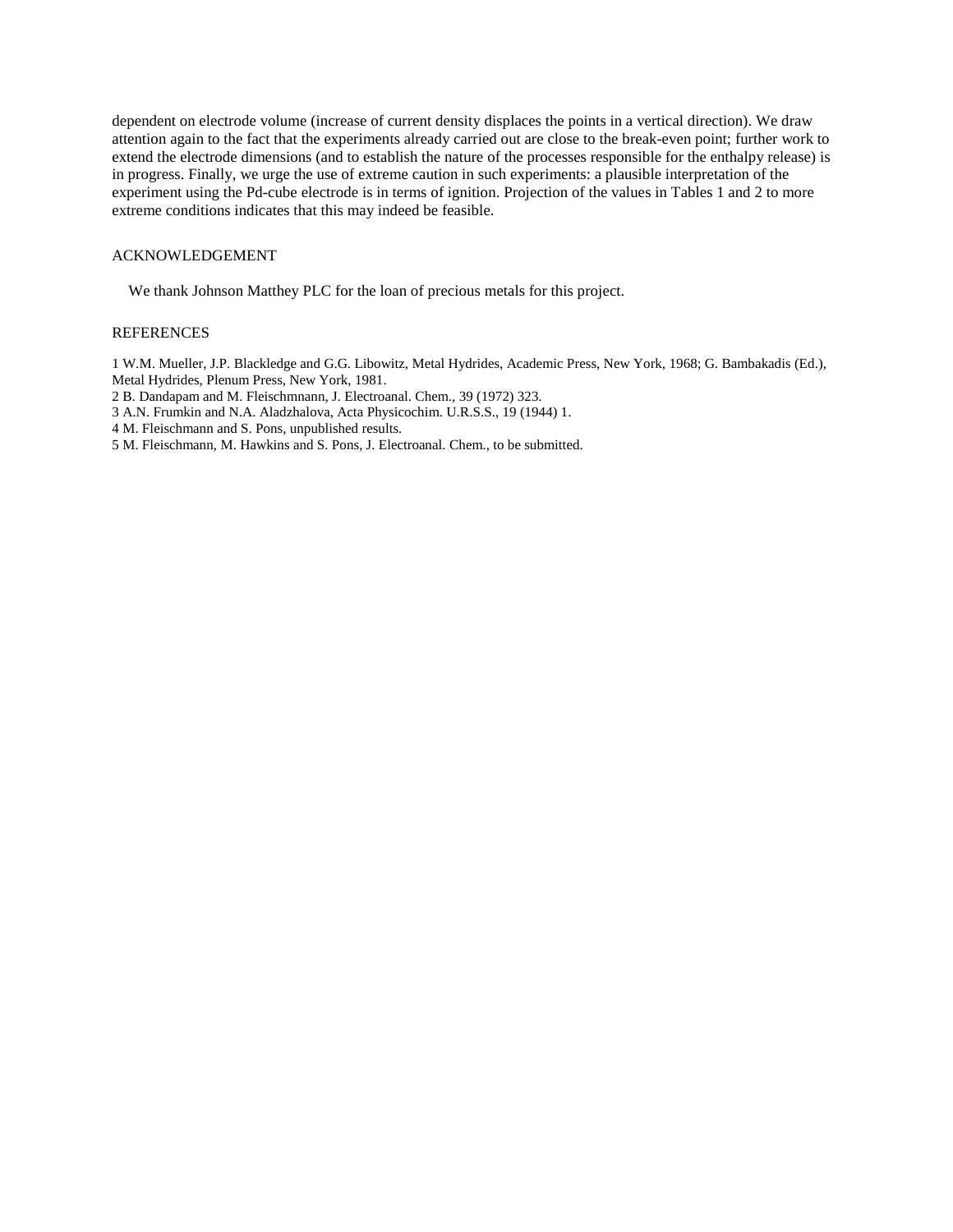dependent on electrode volume (increase of current density displaces the points in a vertical direction). We draw attention again to the fact that the experiments already carried out are close to the break-even point; further work to extend the electrode dimensions (and to establish the nature of the processes responsible for the enthalpy release) is in progress. Finally, we urge the use of extreme caution in such experiments: a plausible interpretation of the experiment using the Pd-cube electrode is in terms of ignition. Projection of the values in Tables 1 and 2 to more extreme conditions indicates that this may indeed be feasible.

## ACKNOWLEDGEMENT

We thank Johnson Matthey PLC for the loan of precious metals for this project.

## REFERENCES

1 W.M. Mueller, J.P. Blackledge and G.G. Libowitz, Metal Hydrides, Academic Press, New York, 1968; G. Bambakadis (Ed.), Metal Hydrides, Plenum Press, New York, 1981.

2 B. Dandapam and M. Fleischmnann, J. Electroanal. Chem., 39 (1972) 323.

3 A.N. Frumkin and N.A. Aladzhalova, Acta Physicochim. U.R.S.S., 19 (1944) 1.

4 M. Fleischmann and S. Pons, unpublished results.

5 M. Fleischmann, M. Hawkins and S. Pons, J. Electroanal. Chem., to be submitted.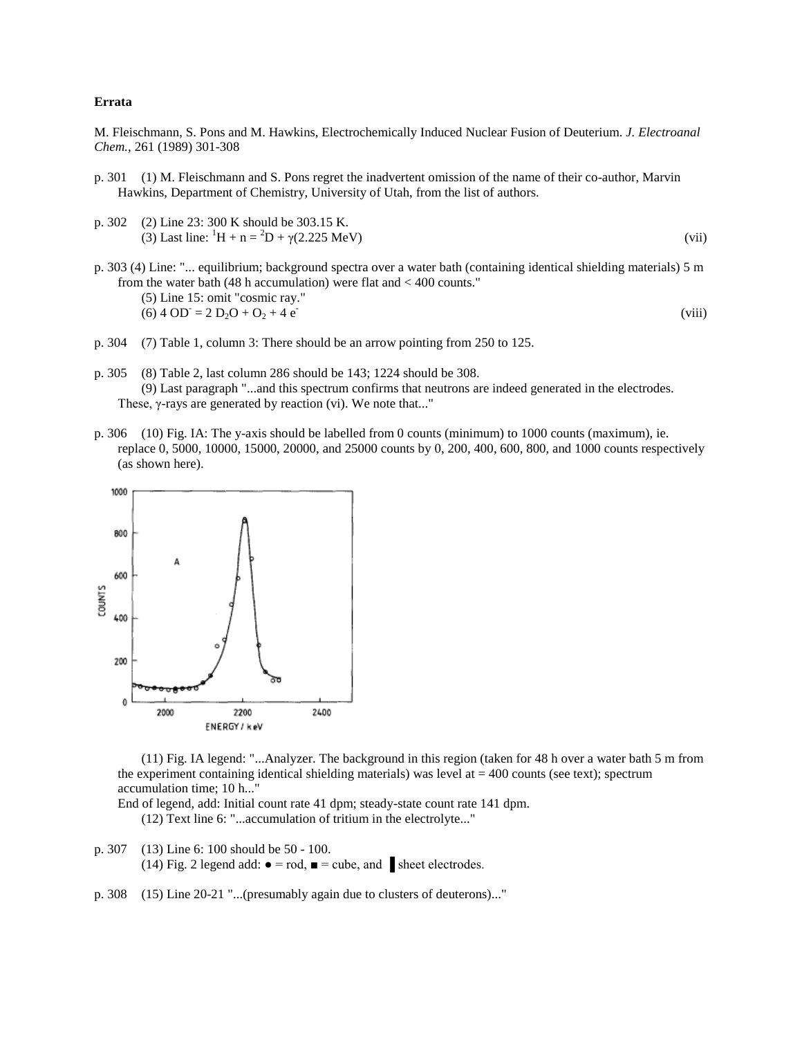**Errata**

M. Fleischmann, S. Pons and M. Hawkins, Electrochemically Induced Nuclear Fusion of Deuterium. *J. Electroanal Chem.*, 261 (1989) 301-308

p. 301 (1) M. Fleischmann and S. Pons regret the inadvertent omission of the name of their co-author, Marvin Hawkins, Department of Chemistry, University of Utah, from the list of authors.

p. 302 (2) Line 23: 300 K should be 303.15 K.
(3) Last line: $^{1}H + n = {}^{2}D + \gamma(2.225\ MeV)$ (vii)

p. 303 (4) Line: "... equilibrium; background spectra over a water bath (containing identical shielding materials) 5 m from the water bath (48 h accumulation) were flat and < 400 counts."
(5) Line 15: omit "cosmic ray."
(6) $4\ OD^{-} = 2\ D_2O + O_2 + 4\ e^{-}$ (viii)

p. 304 (7) Table 1, column 3: There should be an arrow pointing from 250 to 125.

p. 305 (8) Table 2, last column 286 should be 143; 1224 should be 308.
(9) Last paragraph "...and this spectrum confirms that neutrons are indeed generated in the electrodes. These, γ-rays are generated by reaction (vi). We note that..."

p. 306 (10) Fig. IA: The y-axis should be labelled from 0 counts (minimum) to 1000 counts (maximum), ie. replace 0, 5000, 10000, 15000, 20000, and 25000 counts by 0, 200, 400, 600, 800, and 1000 counts respectively (as shown here).

A
COUNTS
0
200
400
600
800
1000
2000
2200
2400
ENERGY / keV

(11) Fig. IA legend: "...Analyzer. The background in this region (taken for 48 h over a water bath 5 m from the experiment containing identical shielding materials) was level at = 400 counts (see text); spectrum accumulation time; 10 h..."
End of legend, add: Initial count rate 41 dpm; steady-state count rate 141 dpm.
(12) Text line 6: "...accumulation of tritium in the electrolyte..."

p. 307 (13) Line 6: 100 should be 50 - 100.
(14) Fig. 2 legend add: ● = rod, ■ = cube, and ▌sheet electrodes.

p. 308 (15) Line 20-21 "...(presumably again due to clusters of deuterons)..."